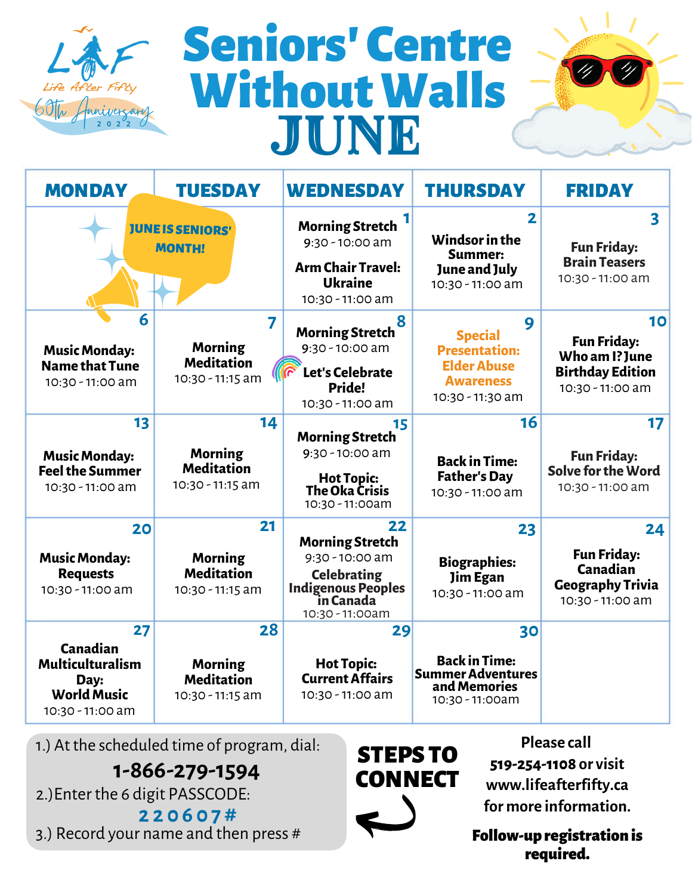Life After Fifty 60th Anniversary 2022

# Seniors' Centre Without Walls

# JUNE

| MONDAY | TUESDAY | WEDNESDAY | THURSDAY | FRIDAY |
|---|---|---|---|---|
| JUNE IS SENIORS' MONTH! | | **1** Morning Stretch 9:30 - 10:00 am **Arm Chair Travel: Ukraine** 10:30 - 11:00 am | **2** **Windsor in the Summer: June and July** 10:30 - 11:00 am | **3** **Fun Friday: Brain Teasers** 10:30 - 11:00 am |
| **6** **Music Monday: Name that Tune** 10:30 - 11:00 am | **7** **Morning Meditation** 10:30 - 11:15 am | **8** **Morning Stretch** 9:30 - 10:00 am **Let's Celebrate Pride!** 10:30 - 11:00 am | **9** **Special Presentation: Elder Abuse Awareness** 10:30 - 11:30 am | **10** **Fun Friday: Who am I? June Birthday Edition** 10:30 - 11:00 am |
| **13** **Music Monday: Feel the Summer** 10:30 - 11:00 am | **14** **Morning Meditation** 10:30 - 11:15 am | **15** **Morning Stretch** 9:30 - 10:00 am **Hot Topic: The Oka Crisis** 10:30 - 11:00am | **16** **Back in Time: Father's Day** 10:30 - 11:00 am | **17** **Fun Friday: Solve for the Word** 10:30 - 11:00 am |
| **20** **Music Monday: Requests** 10:30 - 11:00 am | **21** **Morning Meditation** 10:30 - 11:15 am | **22** **Morning Stretch** 9:30 - 10:00 am **Celebrating Indigenous Peoples in Canada** 10:30 - 11:00am | **23** **Biographies: Jim Egan** 10:30 - 11:00 am | **24** **Fun Friday: Canadian Geography Trivia** 10:30 - 11:00 am |
| **27** **Canadian Multiculturalism Day: World Music** 10:30 - 11:00 am | **28** **Morning Meditation** 10:30 - 11:15 am | **29** **Hot Topic: Current Affairs** 10:30 - 11:00 am | **30** **Back in Time: Summer Adventures and Memories** 10:30 - 11:00am | |

## STEPS TO CONNECT

1.) At the scheduled time of program, dial:

**1-866-279-1594**

2.)Enter the 6 digit PASSCODE:

**220607#**

3.) Record your name and then press #

Please call **519-254-1108** or visit **www.lifeafterfifty.ca** for more information.

**Follow-up registration is required.**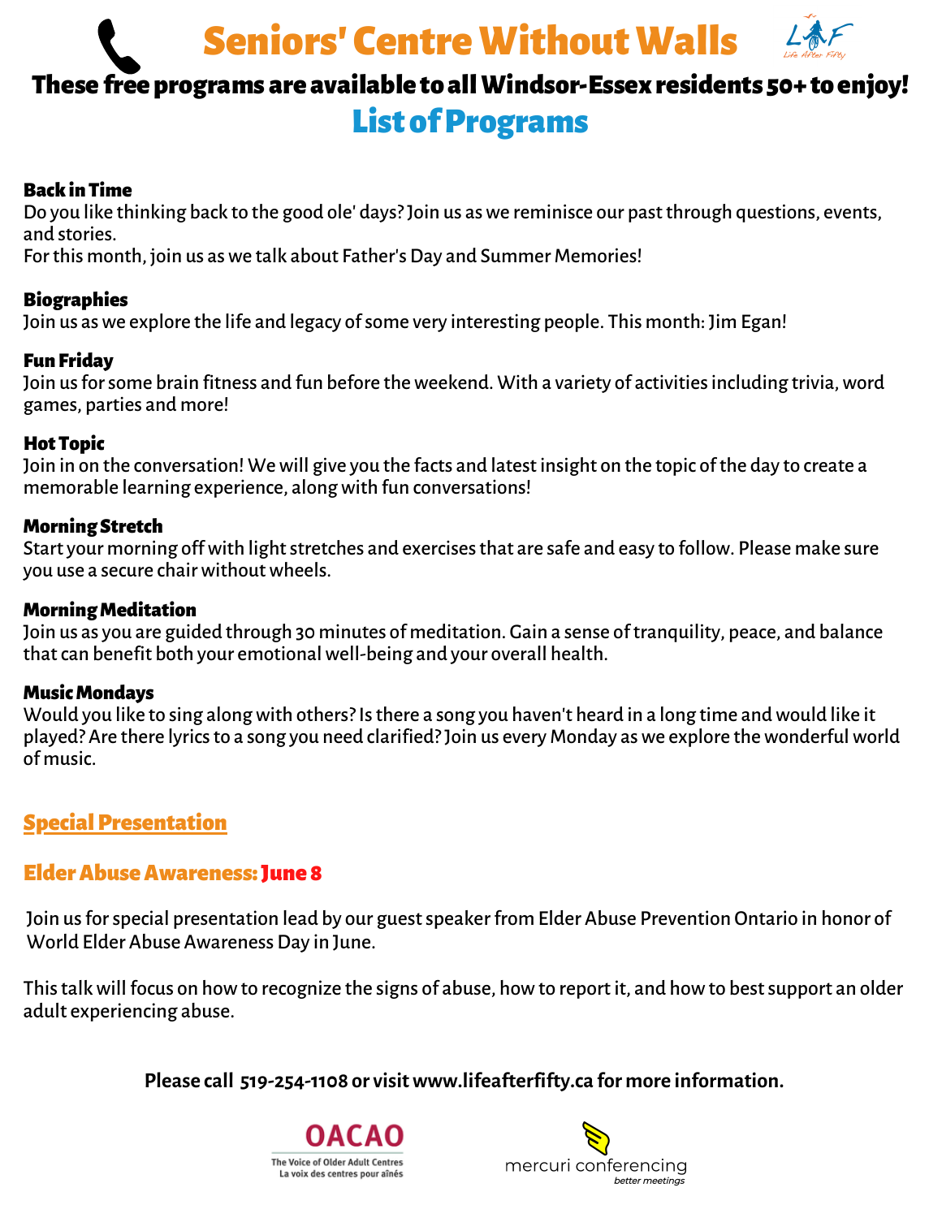# Seniors' Centre Without Walls

**These free programs are available to all Windsor-Essex residents 50+ to enjoy!**

## List of Programs

**Back in Time**
Do you like thinking back to the good ole' days? Join us as we reminisce our past through questions, events, and stories.
For this month, join us as we talk about Father's Day and Summer Memories!

**Biographies**
Join us as we explore the life and legacy of some very interesting people. This month: Jim Egan!

**Fun Friday**
Join us for some brain fitness and fun before the weekend. With a variety of activities including trivia, word games, parties and more!

**Hot Topic**
Join in on the conversation! We will give you the facts and latest insight on the topic of the day to create a memorable learning experience, along with fun conversations!

**Morning Stretch**
Start your morning off with light stretches and exercises that are safe and easy to follow. Please make sure you use a secure chair without wheels.

**Morning Meditation**
Join us as you are guided through 30 minutes of meditation. Gain a sense of tranquility, peace, and balance that can benefit both your emotional well-being and your overall health.

**Music Mondays**
Would you like to sing along with others? Is there a song you haven't heard in a long time and would like it played? Are there lyrics to a song you need clarified? Join us every Monday as we explore the wonderful world of music.

## Special Presentation

### Elder Abuse Awareness: June 8

Join us for special presentation lead by our guest speaker from Elder Abuse Prevention Ontario in honor of World Elder Abuse Awareness Day in June.

This talk will focus on how to recognize the signs of abuse, how to report it, and how to best support an older adult experiencing abuse.

**Please call 519-254-1108 or visit www.lifeafterfifty.ca for more information.**

OACAO
The Voice of Older Adult Centres
La voix des centres pour aînés

mercuri conferencing
better meetings